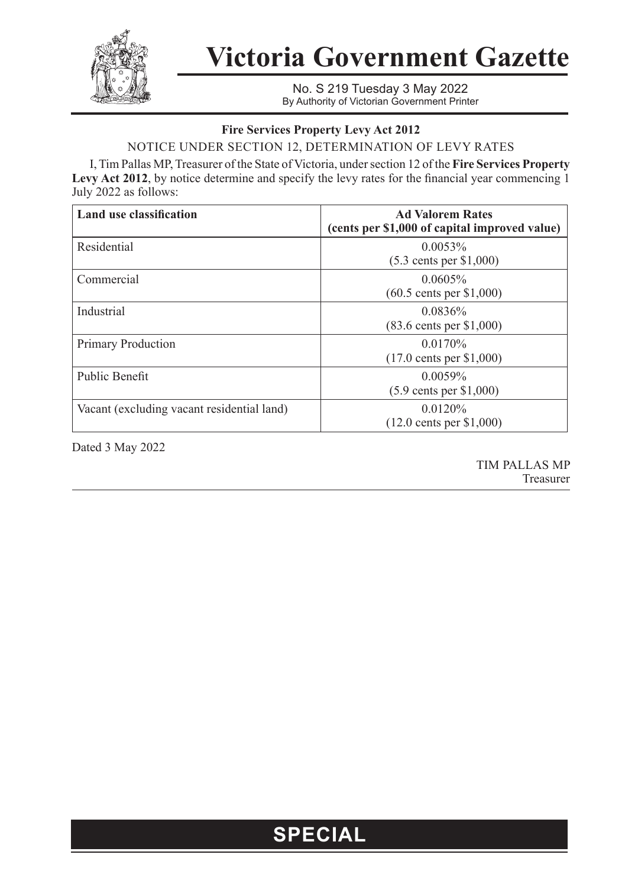# Victoria Government Gazette

No. S 219 Tuesday 3 May 2022
By Authority of Victorian Government Printer

**Fire Services Property Levy Act 2012**

NOTICE UNDER SECTION 12, DETERMINATION OF LEVY RATES

I, Tim Pallas MP, Treasurer of the State of Victoria, under section 12 of the **Fire Services Property Levy Act 2012**, by notice determine and specify the levy rates for the financial year commencing 1 July 2022 as follows:

| Land use classification | Ad Valorem Rates (cents per $1,000 of capital improved value) |
|---|---|
| Residential | 0.0053% (5.3 cents per $1,000) |
| Commercial | 0.0605% (60.5 cents per $1,000) |
| Industrial | 0.0836% (83.6 cents per $1,000) |
| Primary Production | 0.0170% (17.0 cents per $1,000) |
| Public Benefit | 0.0059% (5.9 cents per $1,000) |
| Vacant (excluding vacant residential land) | 0.0120% (12.0 cents per $1,000) |

Dated 3 May 2022

TIM PALLAS MP
Treasurer

**SPECIAL**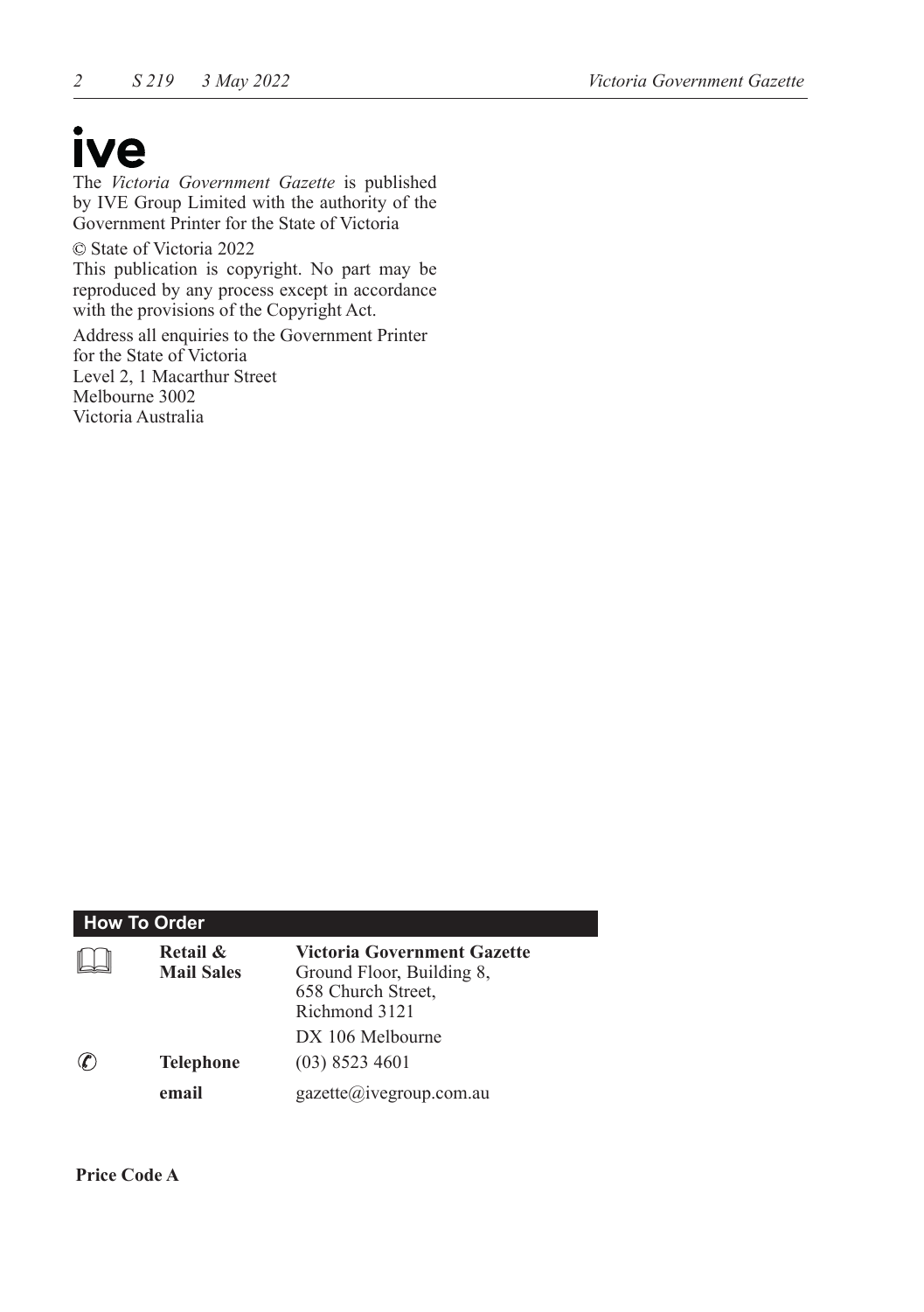ive

The *Victoria Government Gazette* is published by IVE Group Limited with the authority of the Government Printer for the State of Victoria

© State of Victoria 2022

This publication is copyright. No part may be reproduced by any process except in accordance with the provisions of the Copyright Act.

Address all enquiries to the Government Printer for the State of Victoria
Level 2, 1 Macarthur Street
Melbourne 3002
Victoria Australia

**How To Order**

| | | |
|---|---|---|
| **Retail & Mail Sales** | **Victoria Government Gazette** Ground Floor, Building 8, 658 Church Street, Richmond 3121 | |
| | DX 106 Melbourne | |
| **Telephone** | (03) 8523 4601 | |
| **email** | gazette@ivegroup.com.au | |

**Price Code A**